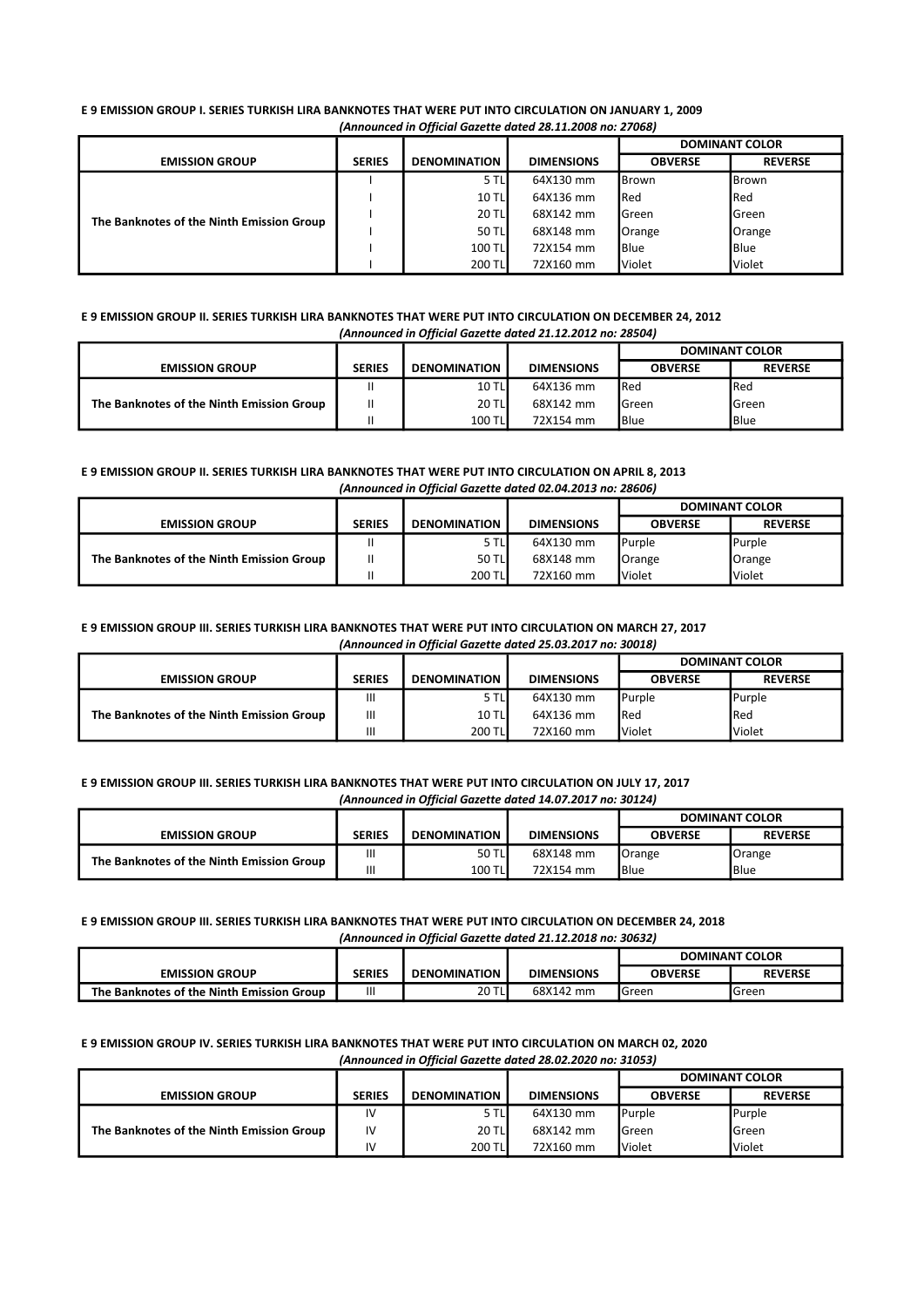**E 9 EMISSION GROUP I. SERIES TURKISH LIRA BANKNOTES THAT WERE PUT INTO CIRCULATION ON JANUARY 1, 2009**

*(Announced in Official Gazette dated 28.11.2008 no: 27068)*

| EMISSION GROUP | SERIES | DENOMINATION | DIMENSIONS | DOMINANT COLOR | |
|---|---|---|---|---|---|
| | | | | OBVERSE | REVERSE |
| The Banknotes of the Ninth Emission Group | I | 5 TL | 64X130 mm | Brown | Brown |
| | I | 10 TL | 64X136 mm | Red | Red |
| | I | 20 TL | 68X142 mm | Green | Green |
| | I | 50 TL | 68X148 mm | Orange | Orange |
| | I | 100 TL | 72X154 mm | Blue | Blue |
| | I | 200 TL | 72X160 mm | Violet | Violet |

**E 9 EMISSION GROUP II. SERIES TURKISH LIRA BANKNOTES THAT WERE PUT INTO CIRCULATION ON DECEMBER 24, 2012**

*(Announced in Official Gazette dated 21.12.2012 no: 28504)*

| EMISSION GROUP | SERIES | DENOMINATION | DIMENSIONS | DOMINANT COLOR | |
|---|---|---|---|---|---|
| | | | | OBVERSE | REVERSE |
| The Banknotes of the Ninth Emission Group | II | 10 TL | 64X136 mm | Red | Red |
| | II | 20 TL | 68X142 mm | Green | Green |
| | II | 100 TL | 72X154 mm | Blue | Blue |

**E 9 EMISSION GROUP II. SERIES TURKISH LIRA BANKNOTES THAT WERE PUT INTO CIRCULATION ON APRIL 8, 2013**

*(Announced in Official Gazette dated 02.04.2013 no: 28606)*

| EMISSION GROUP | SERIES | DENOMINATION | DIMENSIONS | DOMINANT COLOR | |
|---|---|---|---|---|---|
| | | | | OBVERSE | REVERSE |
| The Banknotes of the Ninth Emission Group | II | 5 TL | 64X130 mm | Purple | Purple |
| | II | 50 TL | 68X148 mm | Orange | Orange |
| | II | 200 TL | 72X160 mm | Violet | Violet |

**E 9 EMISSION GROUP III. SERIES TURKISH LIRA BANKNOTES THAT WERE PUT INTO CIRCULATION ON MARCH 27, 2017**

*(Announced in Official Gazette dated 25.03.2017 no: 30018)*

| EMISSION GROUP | SERIES | DENOMINATION | DIMENSIONS | DOMINANT COLOR | |
|---|---|---|---|---|---|
| | | | | OBVERSE | REVERSE |
| The Banknotes of the Ninth Emission Group | III | 5 TL | 64X130 mm | Purple | Purple |
| | III | 10 TL | 64X136 mm | Red | Red |
| | III | 200 TL | 72X160 mm | Violet | Violet |

**E 9 EMISSION GROUP III. SERIES TURKISH LIRA BANKNOTES THAT WERE PUT INTO CIRCULATION ON JULY 17, 2017**

*(Announced in Official Gazette dated 14.07.2017 no: 30124)*

| EMISSION GROUP | SERIES | DENOMINATION | DIMENSIONS | DOMINANT COLOR | |
|---|---|---|---|---|---|
| | | | | OBVERSE | REVERSE |
| The Banknotes of the Ninth Emission Group | III | 50 TL | 68X148 mm | Orange | Orange |
| | III | 100 TL | 72X154 mm | Blue | Blue |

**E 9 EMISSION GROUP III. SERIES TURKISH LIRA BANKNOTES THAT WERE PUT INTO CIRCULATION ON DECEMBER 24, 2018**

*(Announced in Official Gazette dated 21.12.2018 no: 30632)*

| EMISSION GROUP | SERIES | DENOMINATION | DIMENSIONS | DOMINANT COLOR | |
|---|---|---|---|---|---|
| | | | | OBVERSE | REVERSE |
| The Banknotes of the Ninth Emission Group | III | 20 TL | 68X142 mm | Green | Green |

**E 9 EMISSION GROUP IV. SERIES TURKISH LIRA BANKNOTES THAT WERE PUT INTO CIRCULATION ON MARCH 02, 2020**

*(Announced in Official Gazette dated 28.02.2020 no: 31053)*

| EMISSION GROUP | SERIES | DENOMINATION | DIMENSIONS | DOMINANT COLOR | |
|---|---|---|---|---|---|
| | | | | OBVERSE | REVERSE |
| The Banknotes of the Ninth Emission Group | IV | 5 TL | 64X130 mm | Purple | Purple |
| | IV | 20 TL | 68X142 mm | Green | Green |
| | IV | 200 TL | 72X160 mm | Violet | Violet |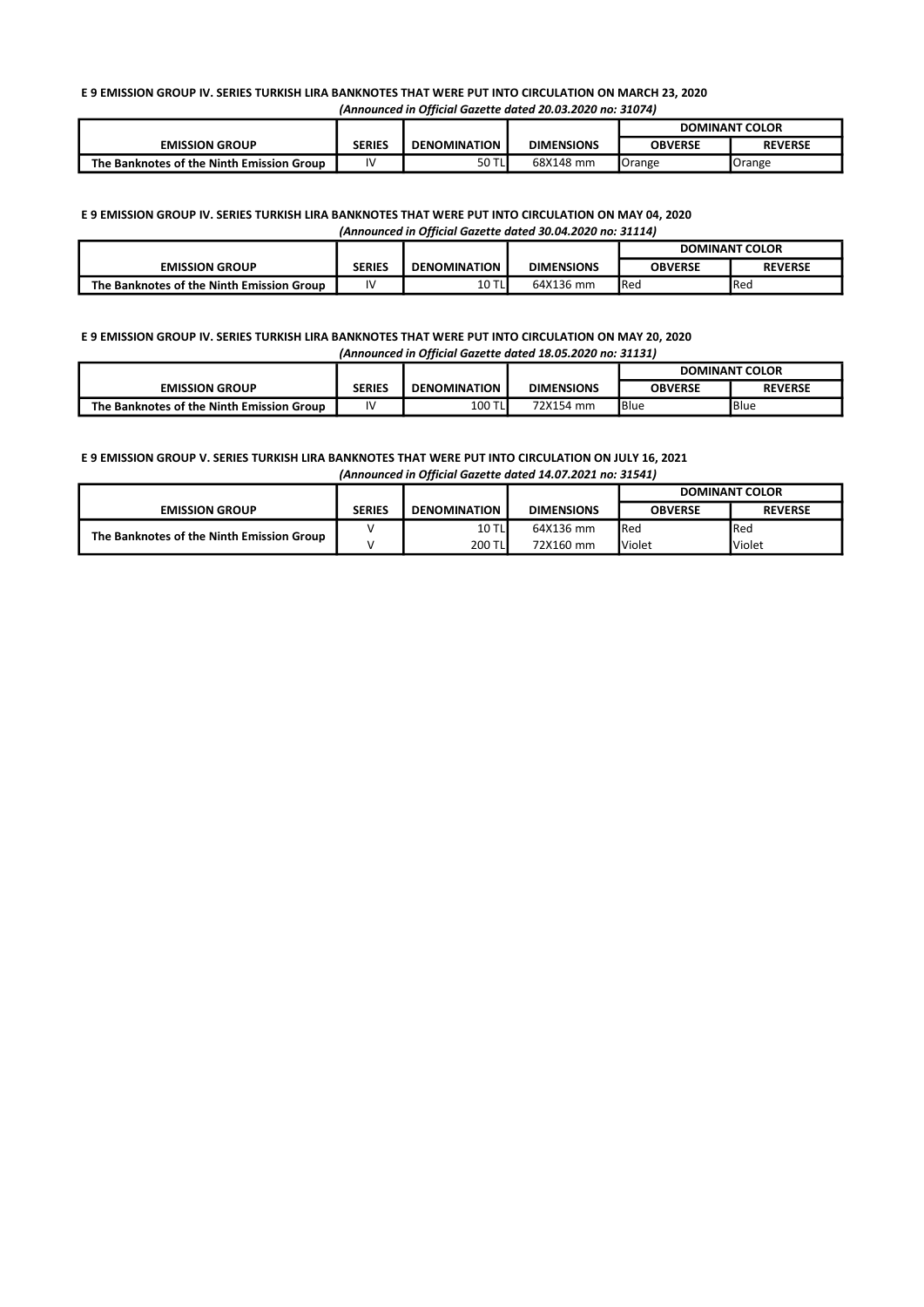**E 9 EMISSION GROUP IV. SERIES TURKISH LIRA BANKNOTES THAT WERE PUT INTO CIRCULATION ON MARCH 23, 2020**

*(Announced in Official Gazette dated 20.03.2020 no: 31074)*

| EMISSION GROUP | SERIES | DENOMINATION | DIMENSIONS | DOMINANT COLOR | |
|---|---|---|---|---|---|
| | | | | OBVERSE | REVERSE |
| The Banknotes of the Ninth Emission Group | IV | 50 TL | 68X148 mm | Orange | Orange |

**E 9 EMISSION GROUP IV. SERIES TURKISH LIRA BANKNOTES THAT WERE PUT INTO CIRCULATION ON MAY 04, 2020**

*(Announced in Official Gazette dated 30.04.2020 no: 31114)*

| EMISSION GROUP | SERIES | DENOMINATION | DIMENSIONS | DOMINANT COLOR | |
|---|---|---|---|---|---|
| | | | | OBVERSE | REVERSE |
| The Banknotes of the Ninth Emission Group | IV | 10 TL | 64X136 mm | Red | Red |

**E 9 EMISSION GROUP IV. SERIES TURKISH LIRA BANKNOTES THAT WERE PUT INTO CIRCULATION ON MAY 20, 2020**

*(Announced in Official Gazette dated 18.05.2020 no: 31131)*

| EMISSION GROUP | SERIES | DENOMINATION | DIMENSIONS | DOMINANT COLOR | |
|---|---|---|---|---|---|
| | | | | OBVERSE | REVERSE |
| The Banknotes of the Ninth Emission Group | IV | 100 TL | 72X154 mm | Blue | Blue |

**E 9 EMISSION GROUP V. SERIES TURKISH LIRA BANKNOTES THAT WERE PUT INTO CIRCULATION ON JULY 16, 2021**

*(Announced in Official Gazette dated 14.07.2021 no: 31541)*

| EMISSION GROUP | SERIES | DENOMINATION | DIMENSIONS | DOMINANT COLOR | |
|---|---|---|---|---|---|
| | | | | OBVERSE | REVERSE |
| The Banknotes of the Ninth Emission Group | V | 10 TL | 64X136 mm | Red | Red |
| | V | 200 TL | 72X160 mm | Violet | Violet |